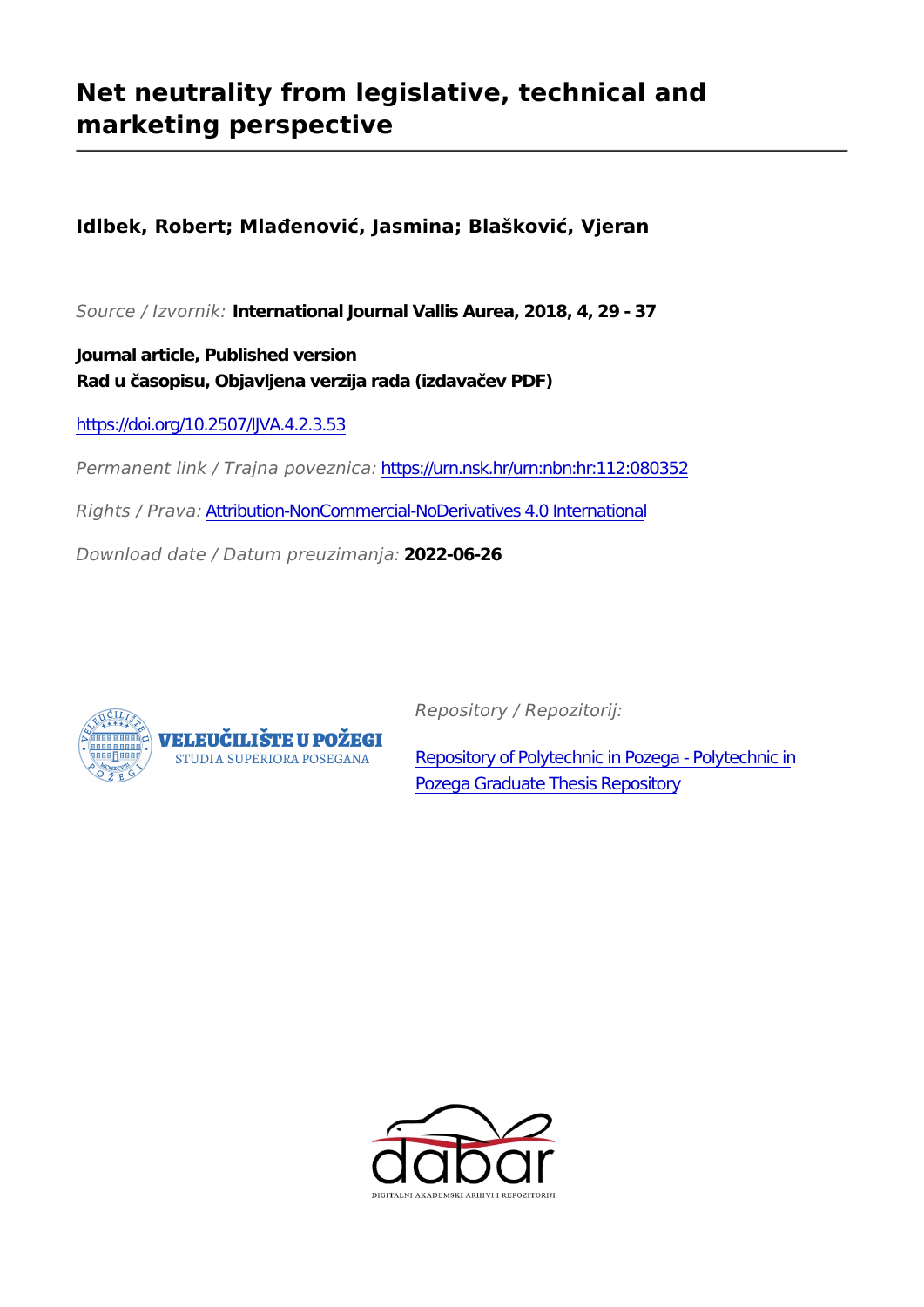# Net neutrality from legislative, technical and marketing perspective

**Idlbek, Robert; Mlađenović, Jasmina; Blašković, Vjeran**

*Source / Izvornik:* **International Journal Vallis Aurea, 2018, 4, 29 - 37**

**Journal article, Published version**
**Rad u časopisu, Objavljena verzija rada (izdavačev PDF)**

https://doi.org/10.2507/IJVA.4.2.3.53

*Permanent link / Trajna poveznica:* https://urn.nsk.hr/urn:nbn:hr:112:080352

*Rights / Prava:* Attribution-NonCommercial-NoDerivatives 4.0 International

*Download date / Datum preuzimanja:* **2022-06-26**

VELEUČILIŠTE U POŽEGI
STUDIA SUPERIORA POSEGANA

*Repository / Repozitorij:*

Repository of Polytechnic in Pozega - Polytechnic in Pozega Graduate Thesis Repository

dabar
DIGITALNI AKADEMSKI ARHIVI I REPOZITORIJI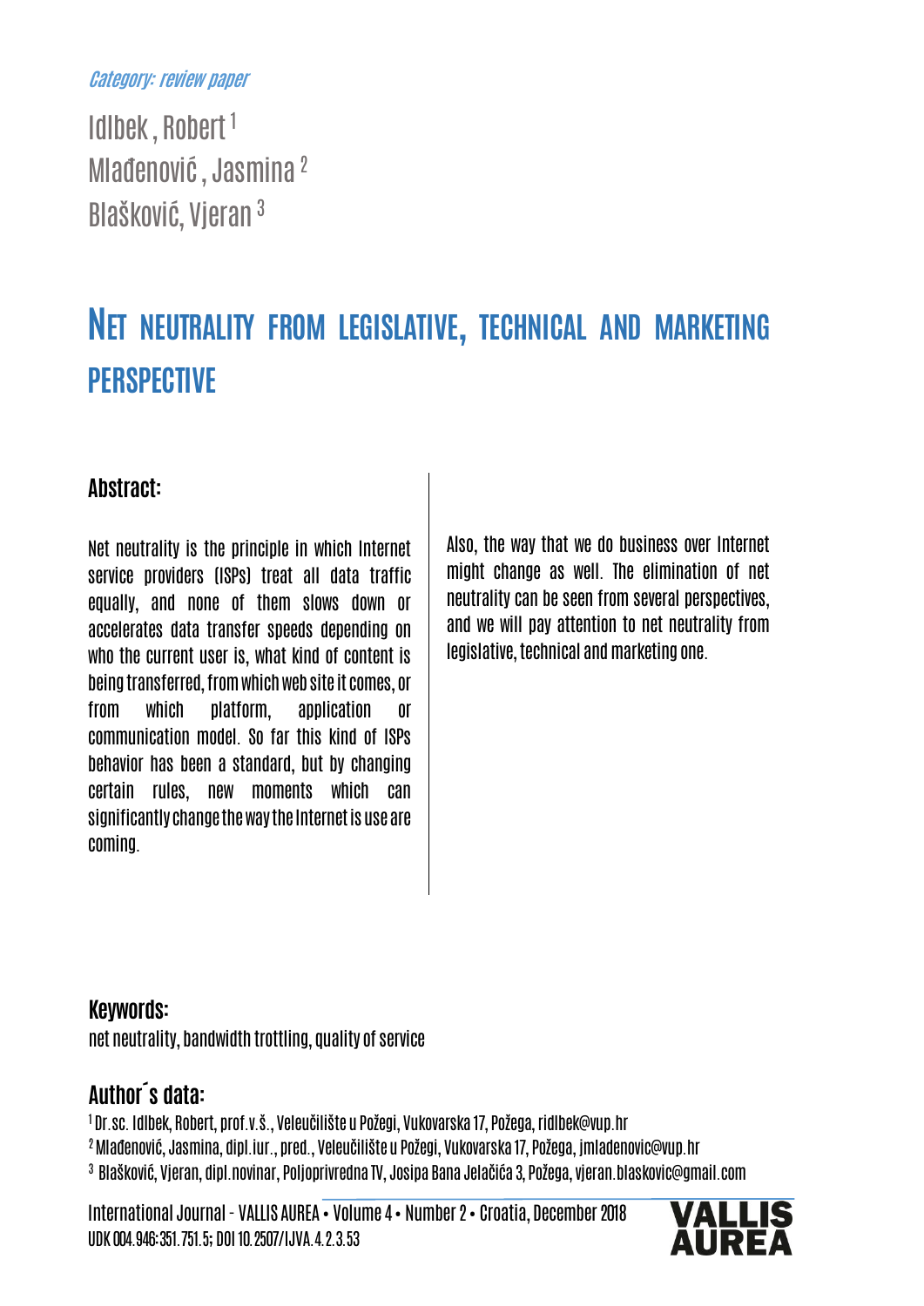*Category: review paper*

Idlbek, Robert [1]
Mlađenović, Jasmina [2]
Blašković, Vjeran [3]

# Net neutrality from legislative, technical and marketing perspective

## Abstract:

Net neutrality is the principle in which Internet service providers (ISPs) treat all data traffic equally, and none of them slows down or accelerates data transfer speeds depending on who the current user is, what kind of content is being transferred, from which web site it comes, or from which platform, application or communication model. So far this kind of ISPs behavior has been a standard, but by changing certain rules, new moments which can significantly change the way the Internet is use are coming. Also, the way that we do business over Internet might change as well. The elimination of net neutrality can be seen from several perspectives, and we will pay attention to net neutrality from legislative, technical and marketing one.

## Keywords:

net neutrality, bandwidth trottling, quality of service

## Author´s data:

[1] Dr.sc. Idlbek, Robert, prof.v.š., Veleučilište u Požegi, Vukovarska 17, Požega, ridlbek@vup.hr
[2] Mlađenović, Jasmina, dipl.iur., pred., Veleučilište u Požegi, Vukovarska 17, Požega, jmladenovic@vup.hr
[3] Blašković, Vjeran, dipl.novinar, Poljoprivredna TV, Josipa Bana Jelačića 3, Požega, vjeran.blaskovic@gmail.com

UDK 004.946:351.751.5; DOI 10.2507/IJVA.4.2.3.53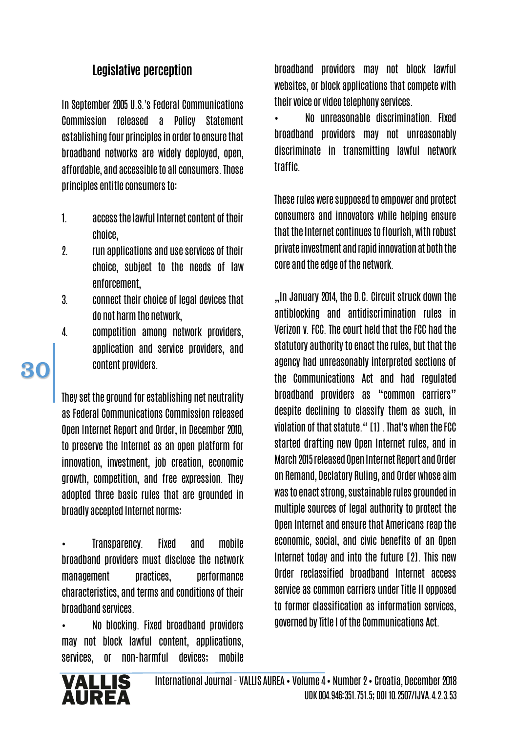## Legislative perception

In September 2005 U.S.'s Federal Communications Commission released a Policy Statement establishing four principles in order to ensure that broadband networks are widely deployed, open, affordable, and accessible to all consumers. Those principles entitle consumers to:

1. access the lawful Internet content of their choice,
2. run applications and use services of their choice, subject to the needs of law enforcement,
3. connect their choice of legal devices that do not harm the network,
4. competition among network providers, application and service providers, and content providers.

They set the ground for establishing net neutrality as Federal Communications Commission released Open Internet Report and Order, in December 2010, to preserve the Internet as an open platform for innovation, investment, job creation, economic growth, competition, and free expression. They adopted three basic rules that are grounded in broadly accepted Internet norms:

- Transparency. Fixed and mobile broadband providers must disclose the network management practices, performance characteristics, and terms and conditions of their broadband services.
- No blocking. Fixed broadband providers may not block lawful content, applications, services, or non-harmful devices; mobile broadband providers may not block lawful websites, or block applications that compete with their voice or video telephony services.
- No unreasonable discrimination. Fixed broadband providers may not unreasonably discriminate in transmitting lawful network traffic.

These rules were supposed to empower and protect consumers and innovators while helping ensure that the Internet continues to flourish, with robust private investment and rapid innovation at both the core and the edge of the network.

„In January 2014, the D.C. Circuit struck down the antiblocking and antidiscrimination rules in Verizon v. FCC. The court held that the FCC had the statutory authority to enact the rules, but that the agency had unreasonably interpreted sections of the Communications Act and had regulated broadband providers as "common carriers" despite declining to classify them as such, in violation of that statute." [1] . That's when the FCC started drafting new Open Internet rules, and in March 2015 released Open Internet Report and Order on Remand, Declatory Ruling, and Order whose aim was to enact strong, sustainable rules grounded in multiple sources of legal authority to protect the Open Internet and ensure that Americans reap the economic, social, and civic benefits of an Open Internet today and into the future [2]. This new Order reclassified broadband Internet access service as common carriers under Title II opposed to former classification as information services, governed by Title I of the Communications Act.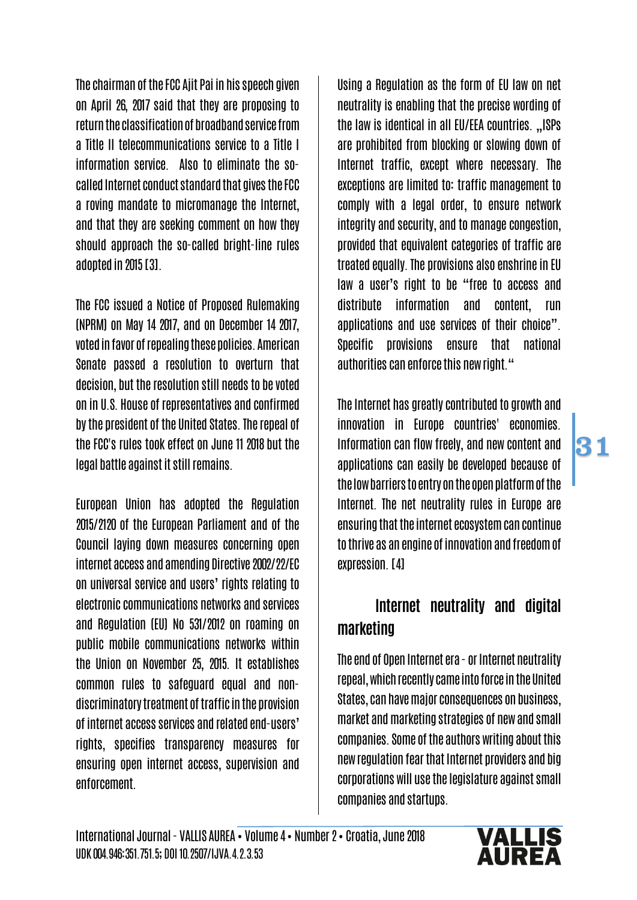The chairman of the FCC Ajit Pai in his speech given on April 26, 2017 said that they are proposing to return the classification of broadband service from a Title II telecommunications service to a Title I information service. Also to eliminate the so-called Internet conduct standard that gives the FCC a roving mandate to micromanage the Internet, and that they are seeking comment on how they should approach the so-called bright-line rules adopted in 2015 [3].

The FCC issued a Notice of Proposed Rulemaking (NPRM) on May 14 2017, and on December 14 2017, voted in favor of repealing these policies. American Senate passed a resolution to overturn that decision, but the resolution still needs to be voted on in U.S. House of representatives and confirmed by the president of the United States. The repeal of the FCC's rules took effect on June 11 2018 but the legal battle against it still remains.

European Union has adopted the Regulation 2015/2120 of the European Parliament and of the Council laying down measures concerning open internet access and amending Directive 2002/22/EC on universal service and users' rights relating to electronic communications networks and services and Regulation (EU) No 531/2012 on roaming on public mobile communications networks within the Union on November 25, 2015. It establishes common rules to safeguard equal and non-discriminatory treatment of traffic in the provision of internet access services and related end-users' rights, specifies transparency measures for ensuring open internet access, supervision and enforcement.

Using a Regulation as the form of EU law on net neutrality is enabling that the precise wording of the law is identical in all EU/EEA countries. „ISPs are prohibited from blocking or slowing down of Internet traffic, except where necessary. The exceptions are limited to: traffic management to comply with a legal order, to ensure network integrity and security, and to manage congestion, provided that equivalent categories of traffic are treated equally. The provisions also enshrine in EU law a user's right to be "free to access and distribute information and content, run applications and use services of their choice". Specific provisions ensure that national authorities can enforce this new right."

The Internet has greatly contributed to growth and innovation in Europe countries' economies. Information can flow freely, and new content and applications can easily be developed because of the low barriers to entry on the open platform of the Internet. The net neutrality rules in Europe are ensuring that the internet ecosystem can continue to thrive as an engine of innovation and freedom of expression. [4]

## Internet neutrality and digital marketing

The end of Open Internet era - or Internet neutrality repeal, which recently came into force in the United States, can have major consequences on business, market and marketing strategies of new and small companies. Some of the authors writing about this new regulation fear that Internet providers and big corporations will use the legislature against small companies and startups.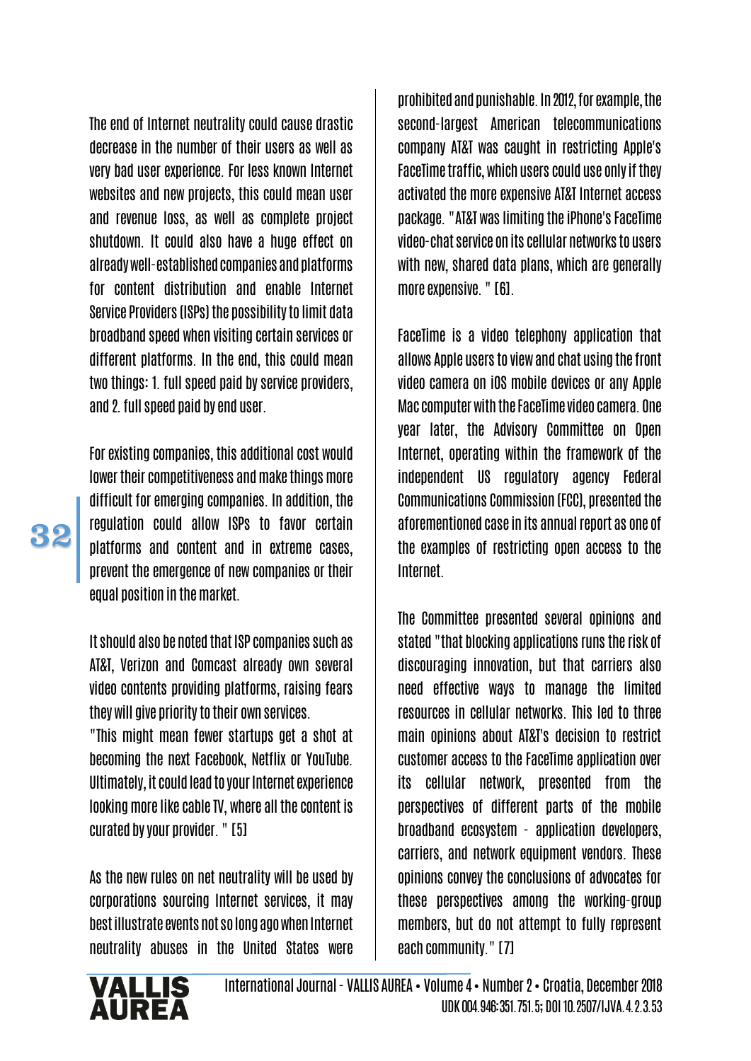The end of Internet neutrality could cause drastic decrease in the number of their users as well as very bad user experience. For less known Internet websites and new projects, this could mean user and revenue loss, as well as complete project shutdown. It could also have a huge effect on already well-established companies and platforms for content distribution and enable Internet Service Providers (ISPs) the possibility to limit data broadband speed when visiting certain services or different platforms. In the end, this could mean two things: 1. full speed paid by service providers, and 2. full speed paid by end user.

For existing companies, this additional cost would lower their competitiveness and make things more difficult for emerging companies. In addition, the regulation could allow ISPs to favor certain platforms and content and in extreme cases, prevent the emergence of new companies or their equal position in the market.

It should also be noted that ISP companies such as AT&T, Verizon and Comcast already own several video contents providing platforms, raising fears they will give priority to their own services.
"This might mean fewer startups get a shot at becoming the next Facebook, Netflix or YouTube. Ultimately, it could lead to your Internet experience looking more like cable TV, where all the content is curated by your provider. " [5]

As the new rules on net neutrality will be used by corporations sourcing Internet services, it may best illustrate events not so long ago when Internet neutrality abuses in the United States were prohibited and punishable. In 2012, for example, the second-largest American telecommunications company AT&T was caught in restricting Apple's FaceTime traffic, which users could use only if they activated the more expensive AT&T Internet access package. "AT&T was limiting the iPhone's FaceTime video-chat service on its cellular networks to users with new, shared data plans, which are generally more expensive. " [6].

FaceTime is a video telephony application that allows Apple users to view and chat using the front video camera on iOS mobile devices or any Apple Mac computer with the FaceTime video camera. One year later, the Advisory Committee on Open Internet, operating within the framework of the independent US regulatory agency Federal Communications Commission (FCC), presented the aforementioned case in its annual report as one of the examples of restricting open access to the Internet.

The Committee presented several opinions and stated "that blocking applications runs the risk of discouraging innovation, but that carriers also need effective ways to manage the limited resources in cellular networks. This led to three main opinions about AT&T's decision to restrict customer access to the FaceTime application over its cellular network, presented from the perspectives of different parts of the mobile broadband ecosystem - application developers, carriers, and network equipment vendors. These opinions convey the conclusions of advocates for these perspectives among the working-group members, but do not attempt to fully represent each community. " [7]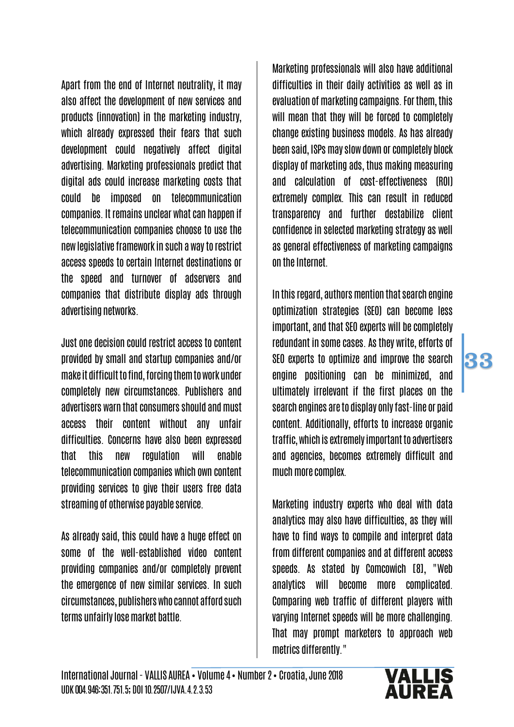Apart from the end of Internet neutrality, it may also affect the development of new services and products (innovation) in the marketing industry, which already expressed their fears that such development could negatively affect digital advertising. Marketing professionals predict that digital ads could increase marketing costs that could be imposed on telecommunication companies. It remains unclear what can happen if telecommunication companies choose to use the new legislative framework in such a way to restrict access speeds to certain Internet destinations or the speed and turnover of adservers and companies that distribute display ads through advertising networks.

Just one decision could restrict access to content provided by small and startup companies and/or make it difficult to find, forcing them to work under completely new circumstances. Publishers and advertisers warn that consumers should and must access their content without any unfair difficulties. Concerns have also been expressed that this new regulation will enable telecommunication companies which own content providing services to give their users free data streaming of otherwise payable service.

As already said, this could have a huge effect on some of the well-established video content providing companies and/or completely prevent the emergence of new similar services. In such circumstances, publishers who cannot afford such terms unfairly lose market battle.

Marketing professionals will also have additional difficulties in their daily activities as well as in evaluation of marketing campaigns. For them, this will mean that they will be forced to completely change existing business models. As has already been said, ISPs may slow down or completely block display of marketing ads, thus making measuring and calculation of cost-effectiveness (ROI) extremely complex. This can result in reduced transparency and further destabilize client confidence in selected marketing strategy as well as general effectiveness of marketing campaigns on the Internet.

In this regard, authors mention that search engine optimization strategies (SEO) can become less important, and that SEO experts will be completely redundant in some cases. As they write, efforts of SEO experts to optimize and improve the search engine positioning can be minimized, and ultimately irrelevant if the first places on the search engines are to display only fast-line or paid content. Additionally, efforts to increase organic traffic, which is extremely important to advertisers and agencies, becomes extremely difficult and much more complex.

Marketing industry experts who deal with data analytics may also have difficulties, as they will have to find ways to compile and interpret data from different companies and at different access speeds. As stated by Comcowich [8], "Web analytics will become more complicated. Comparing web traffic of different players with varying Internet speeds will be more challenging. That may prompt marketers to approach web metrics differently."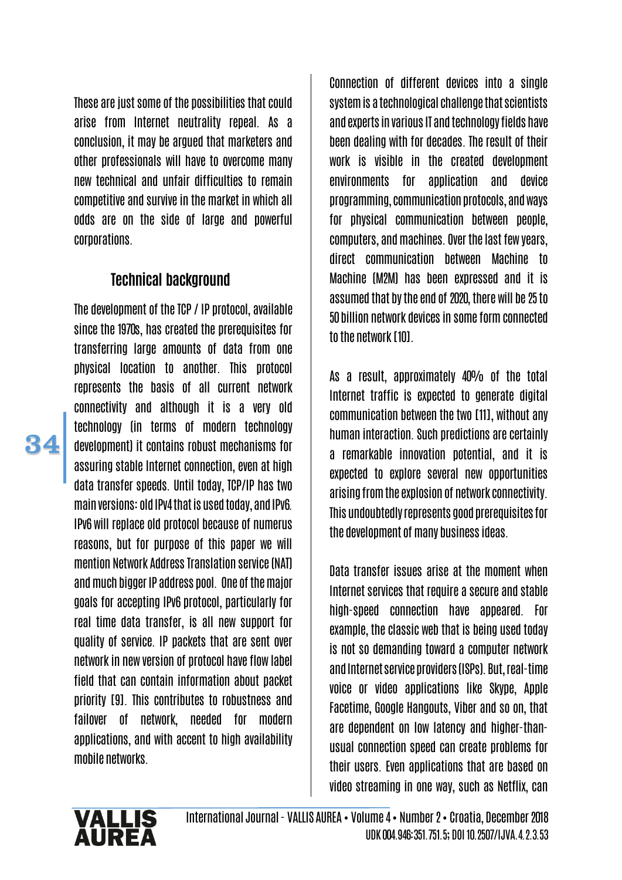These are just some of the possibilities that could arise from Internet neutrality repeal. As a conclusion, it may be argued that marketers and other professionals will have to overcome many new technical and unfair difficulties to remain competitive and survive in the market in which all odds are on the side of large and powerful corporations.

## Technical background

The development of the TCP / IP protocol, available since the 1970s, has created the prerequisites for transferring large amounts of data from one physical location to another. This protocol represents the basis of all current network connectivity and although it is a very old technology (in terms of modern technology development) it contains robust mechanisms for assuring stable Internet connection, even at high data transfer speeds. Until today, TCP/IP has two main versions: old IPv4 that is used today, and IPv6. IPv6 will replace old protocol because of numerus reasons, but for purpose of this paper we will mention Network Address Translation service (NAT) and much bigger IP address pool. One of the major goals for accepting IPv6 protocol, particularly for real time data transfer, is all new support for quality of service. IP packets that are sent over network in new version of protocol have flow label field that can contain information about packet priority [9]. This contributes to robustness and failover of network, needed for modern applications, and with accent to high availability mobile networks.

Connection of different devices into a single system is a technological challenge that scientists and experts in various IT and technology fields have been dealing with for decades. The result of their work is visible in the created development environments for application and device programming, communication protocols, and ways for physical communication between people, computers, and machines. Over the last few years, direct communication between Machine to Machine (M2M) has been expressed and it is assumed that by the end of 2020, there will be 25 to 50 billion network devices in some form connected to the network [10].

As a result, approximately 40% of the total Internet traffic is expected to generate digital communication between the two [11], without any human interaction. Such predictions are certainly a remarkable innovation potential, and it is expected to explore several new opportunities arising from the explosion of network connectivity. This undoubtedly represents good prerequisites for the development of many business ideas.

Data transfer issues arise at the moment when Internet services that require a secure and stable high-speed connection have appeared. For example, the classic web that is being used today is not so demanding toward a computer network and Internet service providers (ISPs). But, real-time voice or video applications like Skype, Apple Facetime, Google Hangouts, Viber and so on, that are dependent on low latency and higher-than-usual connection speed can create problems for their users. Even applications that are based on video streaming in one way, such as Netflix, can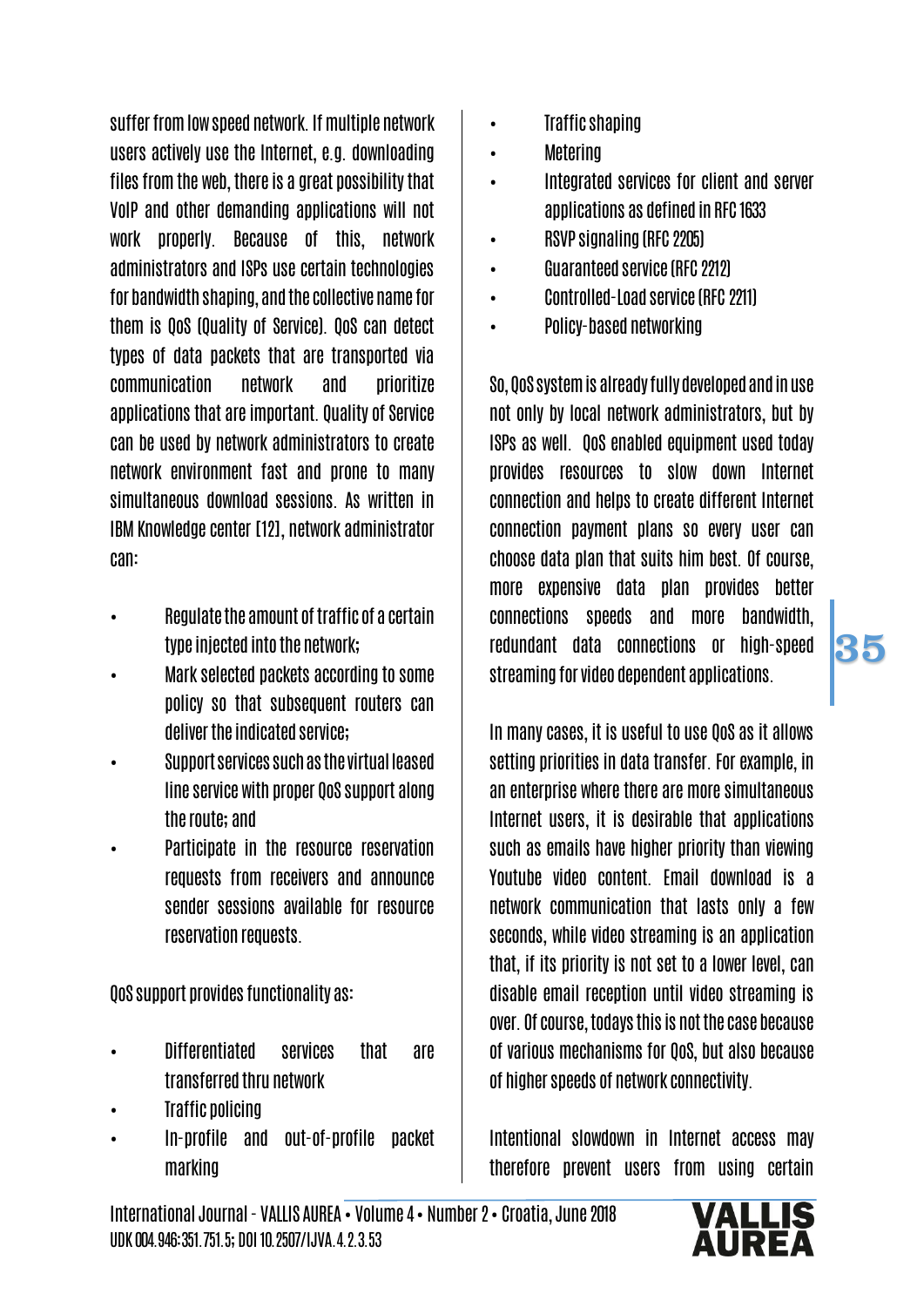suffer from low speed network. If multiple network users actively use the Internet, e.g. downloading files from the web, there is a great possibility that VoIP and other demanding applications will not work properly. Because of this, network administrators and ISPs use certain technologies for bandwidth shaping, and the collective name for them is QoS (Quality of Service). QoS can detect types of data packets that are transported via communication network and prioritize applications that are important. Quality of Service can be used by network administrators to create network environment fast and prone to many simultaneous download sessions. As written in IBM Knowledge center [12], network administrator can:

- Regulate the amount of traffic of a certain type injected into the network;
- Mark selected packets according to some policy so that subsequent routers can deliver the indicated service;
- Support services such as the virtual leased line service with proper QoS support along the route; and
- Participate in the resource reservation requests from receivers and announce sender sessions available for resource reservation requests.

QoS support provides functionality as:

- Differentiated services that are transferred thru network
- Traffic policing
- In-profile and out-of-profile packet marking
- Traffic shaping
- Metering
- Integrated services for client and server applications as defined in RFC 1633
- RSVP signaling (RFC 2205)
- Guaranteed service (RFC 2212)
- Controlled-Load service (RFC 2211)
- Policy-based networking

So, QoS system is already fully developed and in use not only by local network administrators, but by ISPs as well. QoS enabled equipment used today provides resources to slow down Internet connection and helps to create different Internet connection payment plans so every user can choose data plan that suits him best. Of course, more expensive data plan provides better connections speeds and more bandwidth, redundant data connections or high-speed streaming for video dependent applications.

In many cases, it is useful to use QoS as it allows setting priorities in data transfer. For example, in an enterprise where there are more simultaneous Internet users, it is desirable that applications such as emails have higher priority than viewing Youtube video content. Email download is a network communication that lasts only a few seconds, while video streaming is an application that, if its priority is not set to a lower level, can disable email reception until video streaming is over. Of course, todays this is not the case because of various mechanisms for QoS, but also because of higher speeds of network connectivity.

Intentional slowdown in Internet access may therefore prevent users from using certain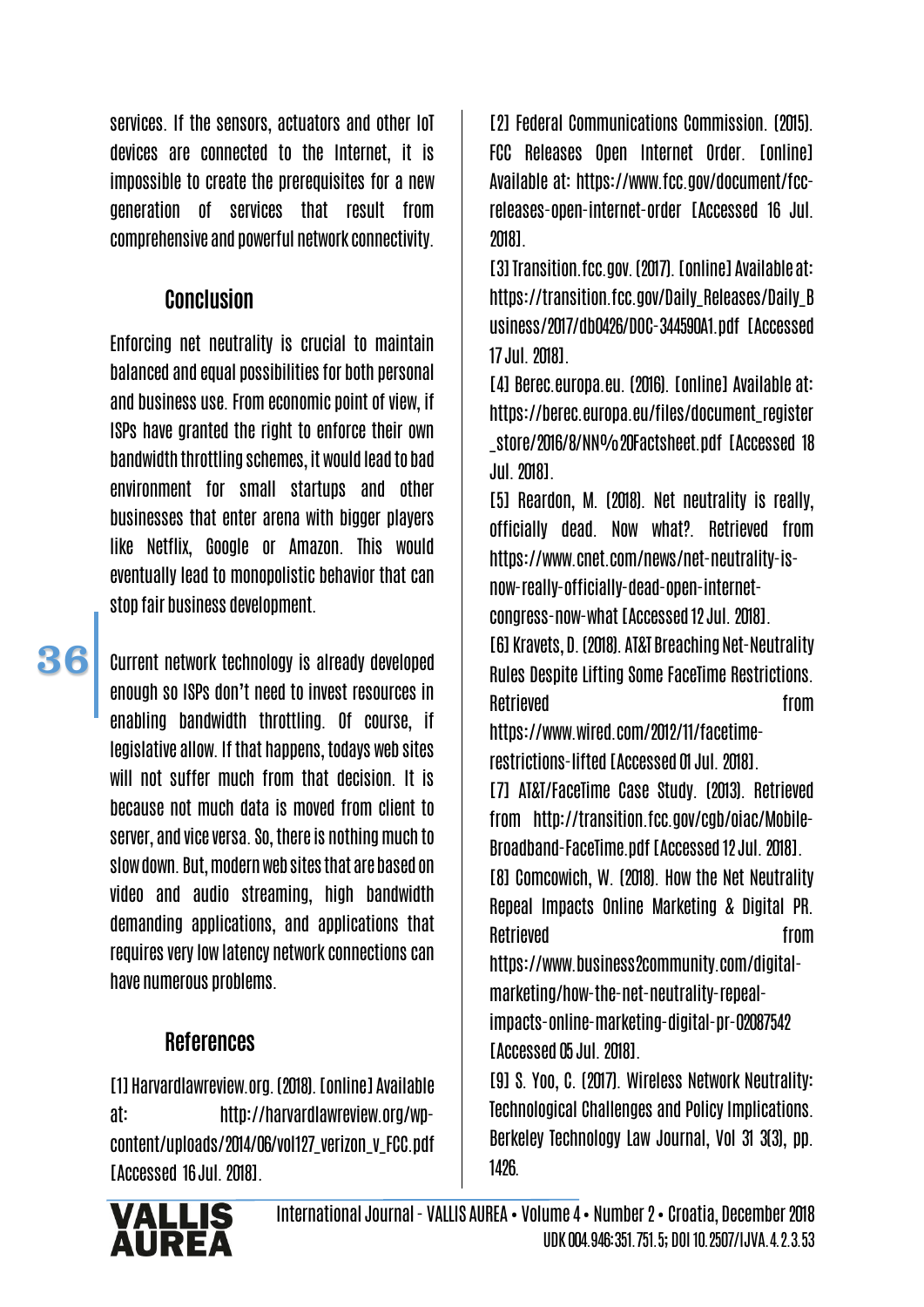services. If the sensors, actuators and other IoT devices are connected to the Internet, it is impossible to create the prerequisites for a new generation of services that result from comprehensive and powerful network connectivity.

## Conclusion

Enforcing net neutrality is crucial to maintain balanced and equal possibilities for both personal and business use. From economic point of view, if ISPs have granted the right to enforce their own bandwidth throttling schemes, it would lead to bad environment for small startups and other businesses that enter arena with bigger players like Netflix, Google or Amazon. This would eventually lead to monopolistic behavior that can stop fair business development.

Current network technology is already developed enough so ISPs don't need to invest resources in enabling bandwidth throttling. Of course, if legislative allow. If that happens, todays web sites will not suffer much from that decision. It is because not much data is moved from client to server, and vice versa. So, there is nothing much to slow down. But, modern web sites that are based on video and audio streaming, high bandwidth demanding applications, and applications that requires very low latency network connections can have numerous problems.

## References

[1] Harvardlawreview.org. (2018). [online] Available at: http://harvardlawreview.org/wp-content/uploads/2014/06/vol127_verizon_v_FCC.pdf [Accessed 16 Jul. 2018].

[2] Federal Communications Commission. (2015). FCC Releases Open Internet Order. [online] Available at: https://www.fcc.gov/document/fcc-releases-open-internet-order [Accessed 16 Jul. 2018].

[3] Transition.fcc.gov. (2017). [online] Available at: https://transition.fcc.gov/Daily_Releases/Daily_Business/2017/db0426/DOC-344590A1.pdf [Accessed 17 Jul. 2018].

[4] Berec.europa.eu. (2016). [online] Available at: https://berec.europa.eu/files/document_register_store/2016/8/NN%20Factsheet.pdf [Accessed 18 Jul. 2018].

[5] Reardon, M. (2018). Net neutrality is really, officially dead. Now what?. Retrieved from https://www.cnet.com/news/net-neutrality-is-now-really-officially-dead-open-internet-congress-now-what [Accessed 12 Jul. 2018].

[6] Kravets, D. (2018). AT&T Breaching Net-Neutrality Rules Despite Lifting Some FaceTime Restrictions. Retrieved from https://www.wired.com/2012/11/facetime-restrictions-lifted [Accessed 01 Jul. 2018].

[7] AT&T/FaceTime Case Study. (2013). Retrieved from http://transition.fcc.gov/cgb/oiac/Mobile-Broadband-FaceTime.pdf [Accessed 12 Jul. 2018].

[8] Comcowich, W. (2018). How the Net Neutrality Repeal Impacts Online Marketing & Digital PR. Retrieved from https://www.business2community.com/digital-marketing/how-the-net-neutrality-repeal-impacts-online-marketing-digital-pr-02087542 [Accessed 05 Jul. 2018].

[9] S. Yoo, C. (2017). Wireless Network Neutrality: Technological Challenges and Policy Implications. Berkeley Technology Law Journal, Vol 31 3(3), pp. 1426.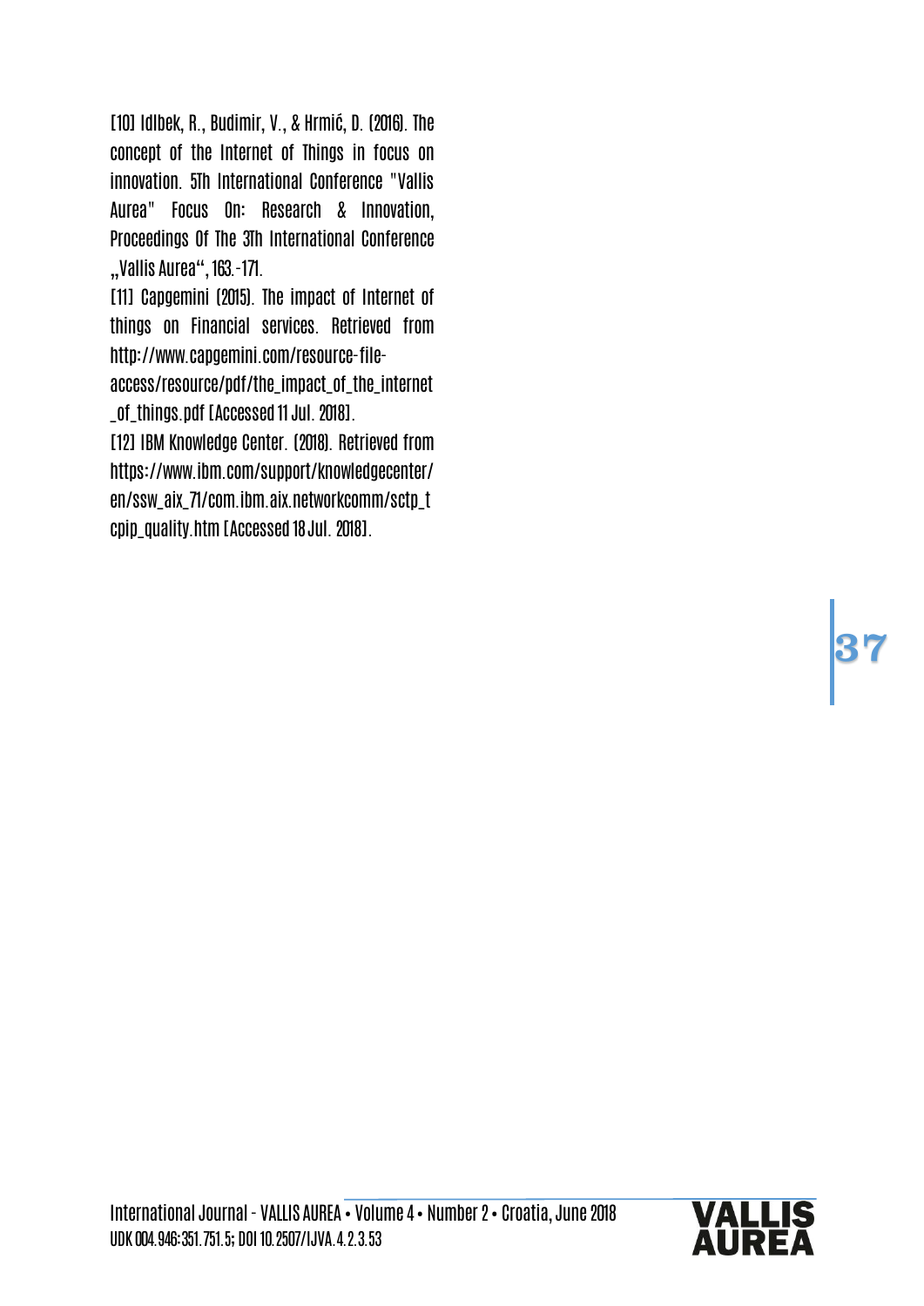[10] Idlbek, R., Budimir, V., & Hrmić, D. (2016). The concept of the Internet of Things in focus on innovation. 5Th International Conference "Vallis Aurea" Focus On: Research & Innovation, Proceedings Of The 3Th International Conference „Vallis Aurea", 163.-171.

[11] Capgemini (2015). The impact of Internet of things on Financial services. Retrieved from http://www.capgemini.com/resource-file-access/resource/pdf/the_impact_of_the_internet_of_things.pdf [Accessed 11 Jul. 2018].

[12] IBM Knowledge Center. (2018). Retrieved from https://www.ibm.com/support/knowledgecenter/en/ssw_aix_71/com.ibm.aix.networkcomm/sctp_tcpip_quality.htm [Accessed 18 Jul. 2018].